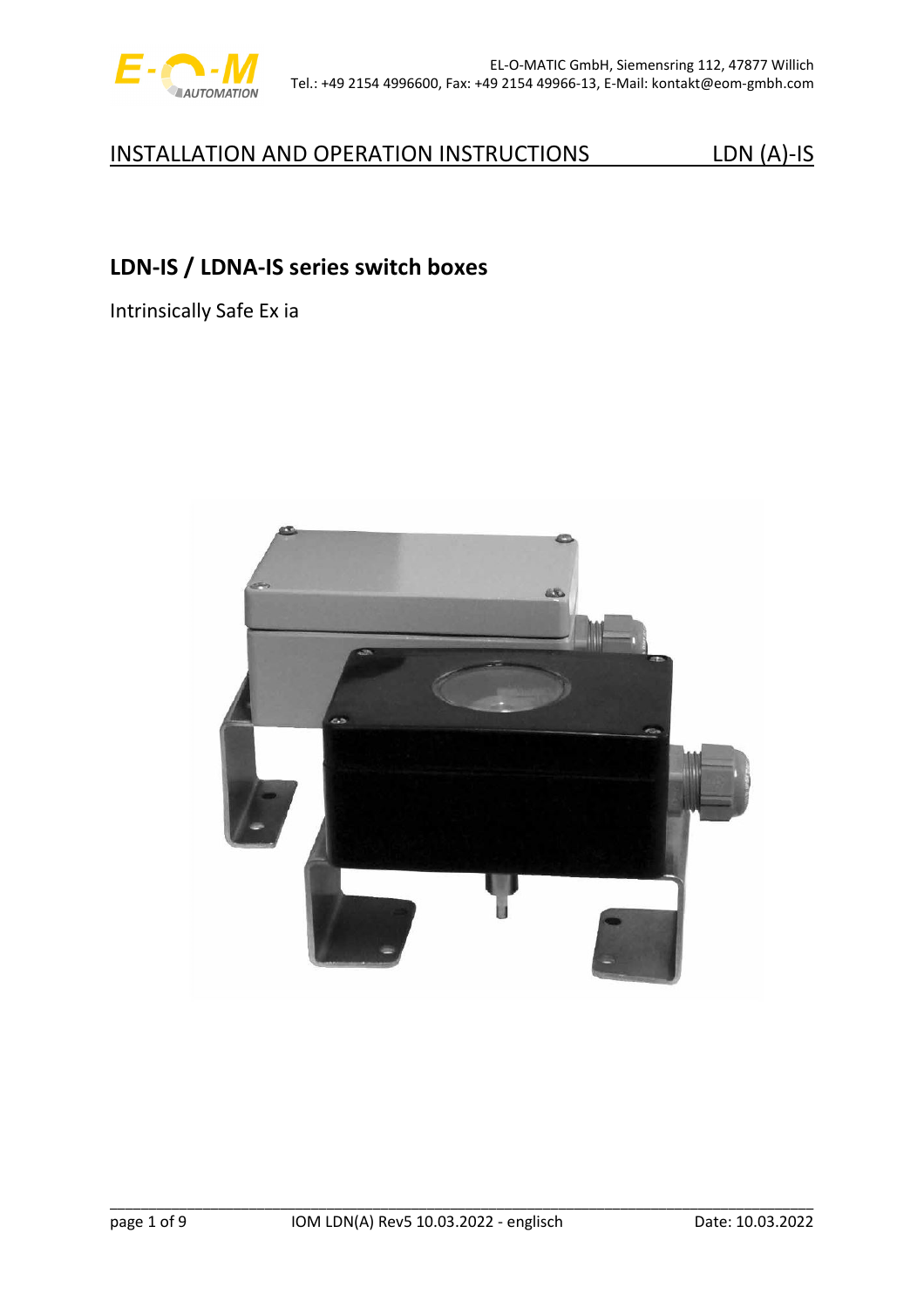INSTALLATION AND OPERATION INSTRUCTIONS LDN (A)-IS

# LDN-IS / LDNA-IS series switch boxes

Intrinsically Safe Ex ia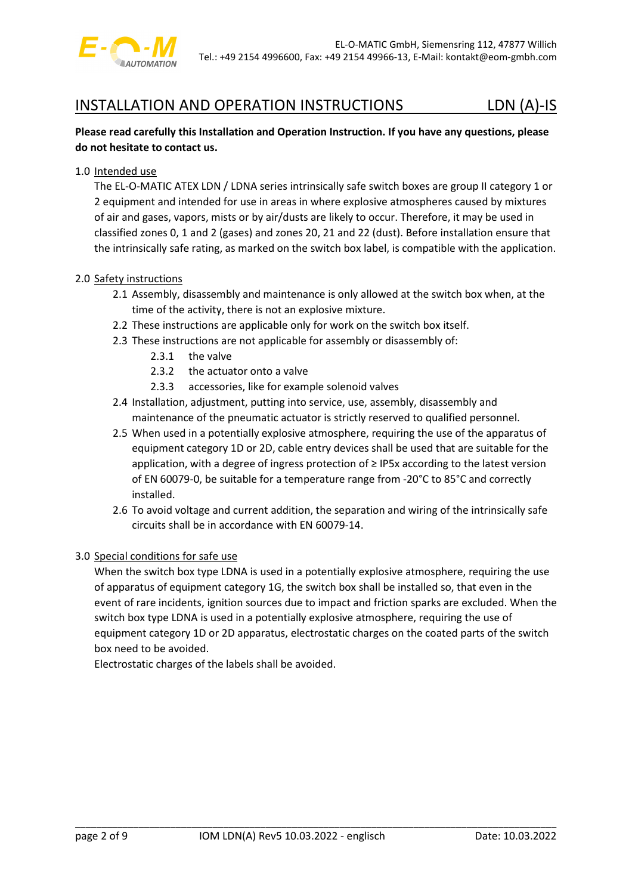# INSTALLATION AND OPERATION INSTRUCTIONS LDN (A)-IS

**Please read carefully this Installation and Operation Instruction. If you have any questions, please do not hesitate to contact us.**

## 1.0 Intended use

The EL-O-MATIC ATEX LDN / LDNA series intrinsically safe switch boxes are group II category 1 or 2 equipment and intended for use in areas in where explosive atmospheres caused by mixtures of air and gases, vapors, mists or by air/dusts are likely to occur. Therefore, it may be used in classified zones 0, 1 and 2 (gases) and zones 20, 21 and 22 (dust). Before installation ensure that the intrinsically safe rating, as marked on the switch box label, is compatible with the application.

## 2.0 Safety instructions

- 2.1 Assembly, disassembly and maintenance is only allowed at the switch box when, at the time of the activity, there is not an explosive mixture.
- 2.2 These instructions are applicable only for work on the switch box itself.
- 2.3 These instructions are not applicable for assembly or disassembly of:
  - 2.3.1 the valve
  - 2.3.2 the actuator onto a valve
  - 2.3.3 accessories, like for example solenoid valves
- 2.4 Installation, adjustment, putting into service, use, assembly, disassembly and maintenance of the pneumatic actuator is strictly reserved to qualified personnel.
- 2.5 When used in a potentially explosive atmosphere, requiring the use of the apparatus of equipment category 1D or 2D, cable entry devices shall be used that are suitable for the application, with a degree of ingress protection of ≥ IP5x according to the latest version of EN 60079-0, be suitable for a temperature range from -20°C to 85°C and correctly installed.
- 2.6 To avoid voltage and current addition, the separation and wiring of the intrinsically safe circuits shall be in accordance with EN 60079-14.

## 3.0 Special conditions for safe use

When the switch box type LDNA is used in a potentially explosive atmosphere, requiring the use of apparatus of equipment category 1G, the switch box shall be installed so, that even in the event of rare incidents, ignition sources due to impact and friction sparks are excluded. When the switch box type LDNA is used in a potentially explosive atmosphere, requiring the use of equipment category 1D or 2D apparatus, electrostatic charges on the coated parts of the switch box need to be avoided.

Electrostatic charges of the labels shall be avoided.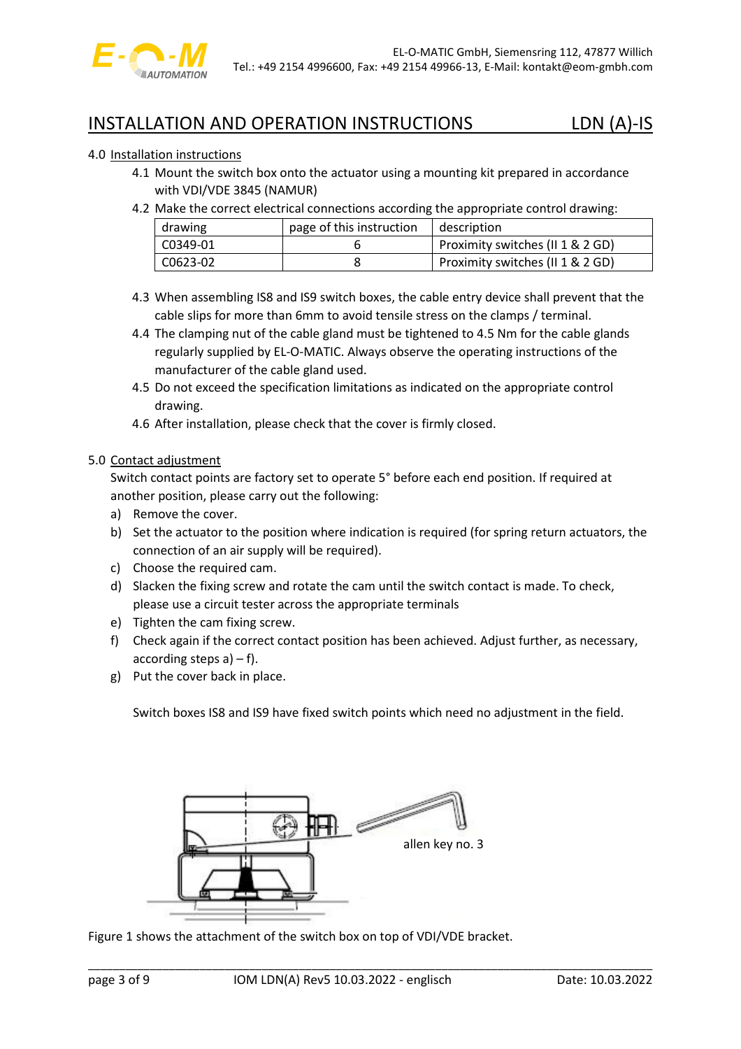# INSTALLATION AND OPERATION INSTRUCTIONS LDN (A)-IS

## 4.0 Installation instructions

4.1 Mount the switch box onto the actuator using a mounting kit prepared in accordance with VDI/VDE 3845 (NAMUR)

4.2 Make the correct electrical connections according the appropriate control drawing:

| drawing | page of this instruction | description |
|---|---|---|
| C0349-01 | 6 | Proximity switches (II 1 & 2 GD) |
| C0623-02 | 8 | Proximity switches (II 1 & 2 GD) |

4.3 When assembling IS8 and IS9 switch boxes, the cable entry device shall prevent that the cable slips for more than 6mm to avoid tensile stress on the clamps / terminal.

4.4 The clamping nut of the cable gland must be tightened to 4.5 Nm for the cable glands regularly supplied by EL-O-MATIC. Always observe the operating instructions of the manufacturer of the cable gland used.

4.5 Do not exceed the specification limitations as indicated on the appropriate control drawing.

4.6 After installation, please check that the cover is firmly closed.

## 5.0 Contact adjustment

Switch contact points are factory set to operate 5° before each end position. If required at another position, please carry out the following:

a) Remove the cover.

b) Set the actuator to the position where indication is required (for spring return actuators, the connection of an air supply will be required).

c) Choose the required cam.

d) Slacken the fixing screw and rotate the cam until the switch contact is made. To check, please use a circuit tester across the appropriate terminals

e) Tighten the cam fixing screw.

f) Check again if the correct contact position has been achieved. Adjust further, as necessary, according steps a) – f).

g) Put the cover back in place.

Switch boxes IS8 and IS9 have fixed switch points which need no adjustment in the field.

allen key no. 3

Figure 1 shows the attachment of the switch box on top of VDI/VDE bracket.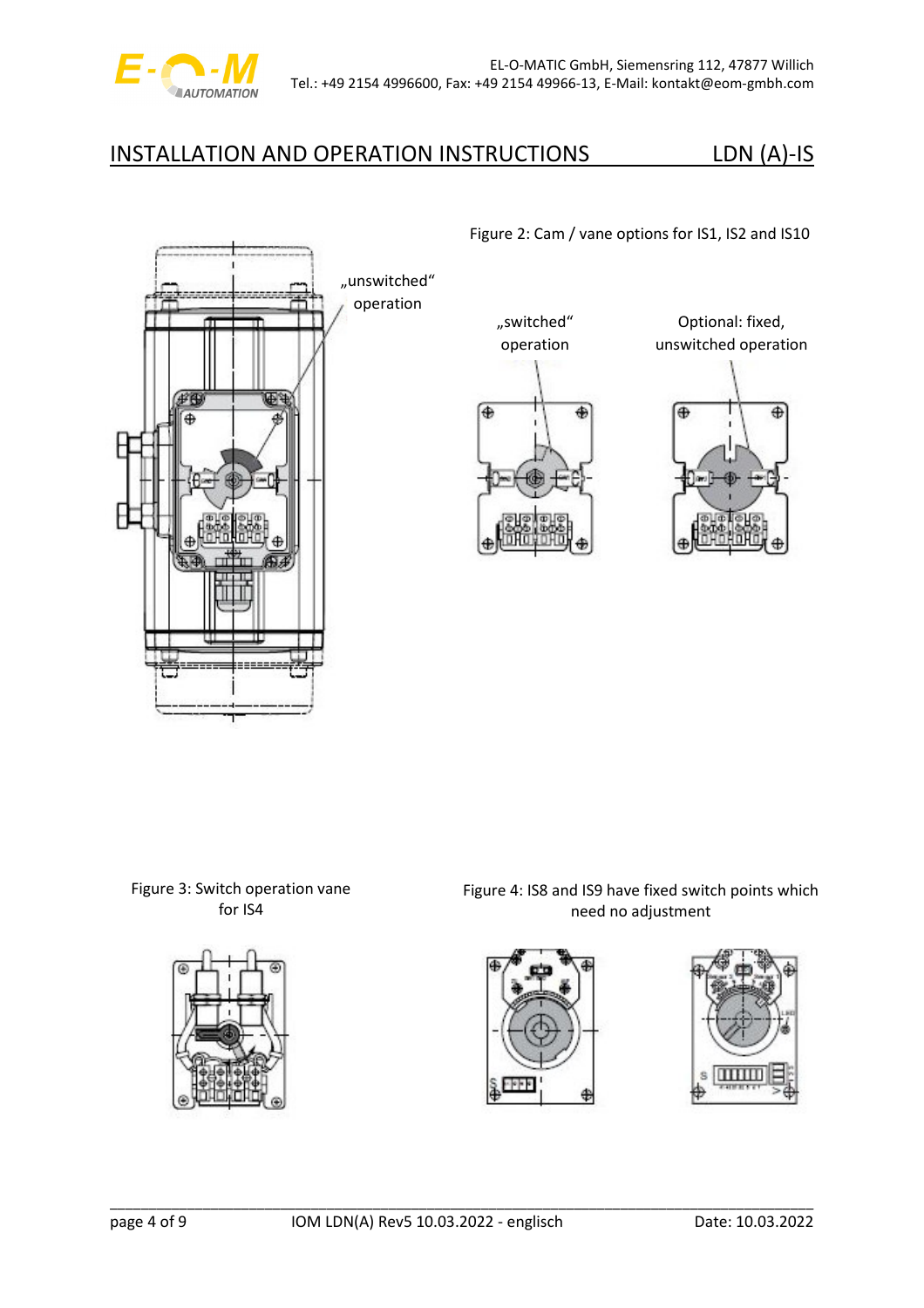Figure 2: Cam / vane options for IS1, IS2 and IS10

„unswitched“ operation

„switched“ operation

Optional: fixed, unswitched operation

Figure 3: Switch operation vane for IS4

Figure 4: IS8 and IS9 have fixed switch points which need no adjustment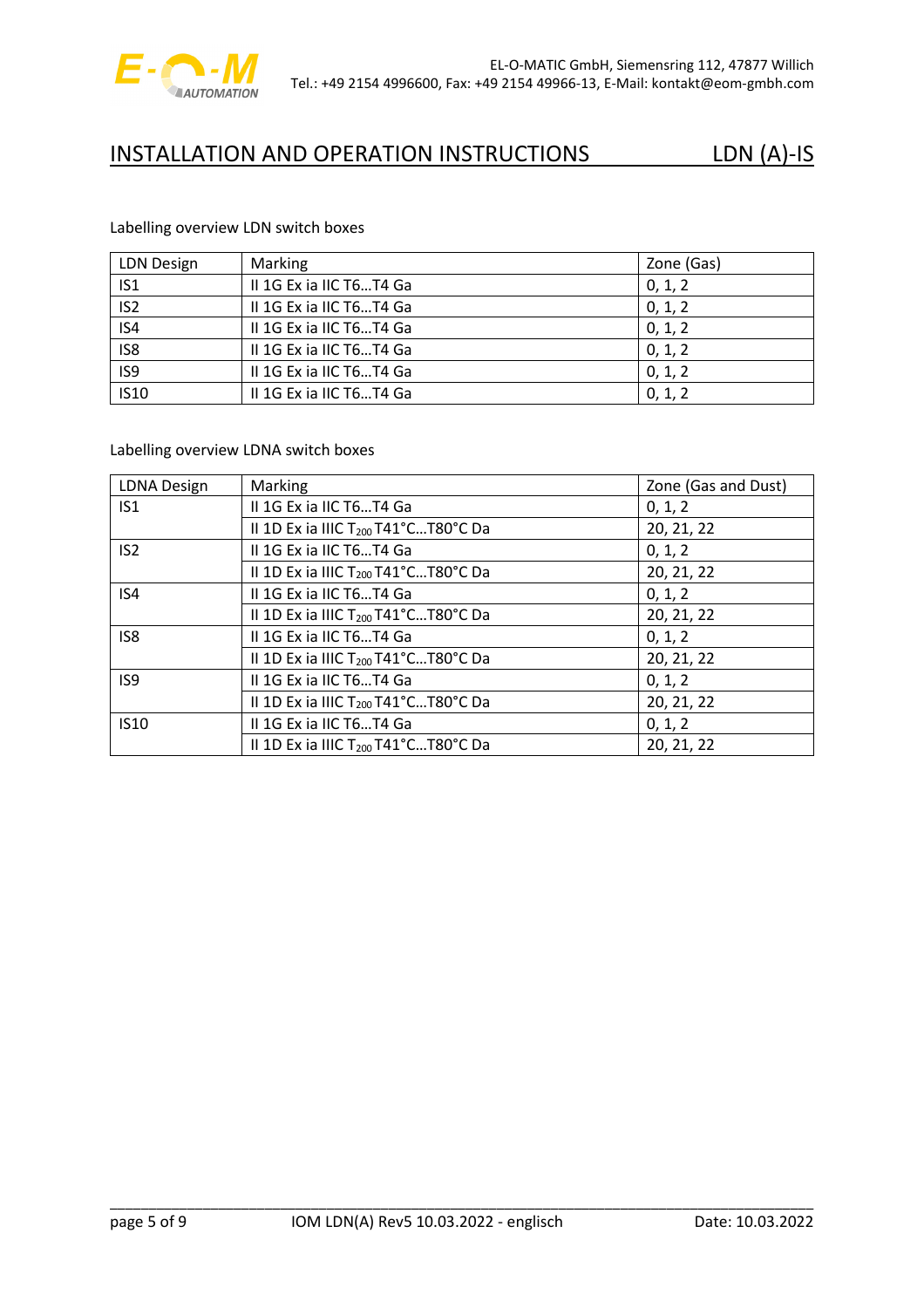Labelling overview LDN switch boxes

| LDN Design | Marking | Zone (Gas) |
|---|---|---|
| IS1 | II 1G Ex ia IIC T6…T4 Ga | 0, 1, 2 |
| IS2 | II 1G Ex ia IIC T6…T4 Ga | 0, 1, 2 |
| IS4 | II 1G Ex ia IIC T6…T4 Ga | 0, 1, 2 |
| IS8 | II 1G Ex ia IIC T6…T4 Ga | 0, 1, 2 |
| IS9 | II 1G Ex ia IIC T6…T4 Ga | 0, 1, 2 |
| IS10 | II 1G Ex ia IIC T6…T4 Ga | 0, 1, 2 |

Labelling overview LDNA switch boxes

| LDNA Design | Marking | Zone (Gas and Dust) |
|---|---|---|
| IS1 | II 1G Ex ia IIC T6…T4 Ga | 0, 1, 2 |
| | II 1D Ex ia IIIC $T_{200}$ T41°C…T80°C Da | 20, 21, 22 |
| IS2 | II 1G Ex ia IIC T6…T4 Ga | 0, 1, 2 |
| | II 1D Ex ia IIIC $T_{200}$ T41°C…T80°C Da | 20, 21, 22 |
| IS4 | II 1G Ex ia IIC T6…T4 Ga | 0, 1, 2 |
| | II 1D Ex ia IIIC $T_{200}$ T41°C…T80°C Da | 20, 21, 22 |
| IS8 | II 1G Ex ia IIC T6…T4 Ga | 0, 1, 2 |
| | II 1D Ex ia IIIC $T_{200}$ T41°C…T80°C Da | 20, 21, 22 |
| IS9 | II 1G Ex ia IIC T6…T4 Ga | 0, 1, 2 |
| | II 1D Ex ia IIIC $T_{200}$ T41°C…T80°C Da | 20, 21, 22 |
| IS10 | II 1G Ex ia IIC T6…T4 Ga | 0, 1, 2 |
| | II 1D Ex ia IIIC $T_{200}$ T41°C…T80°C Da | 20, 21, 22 |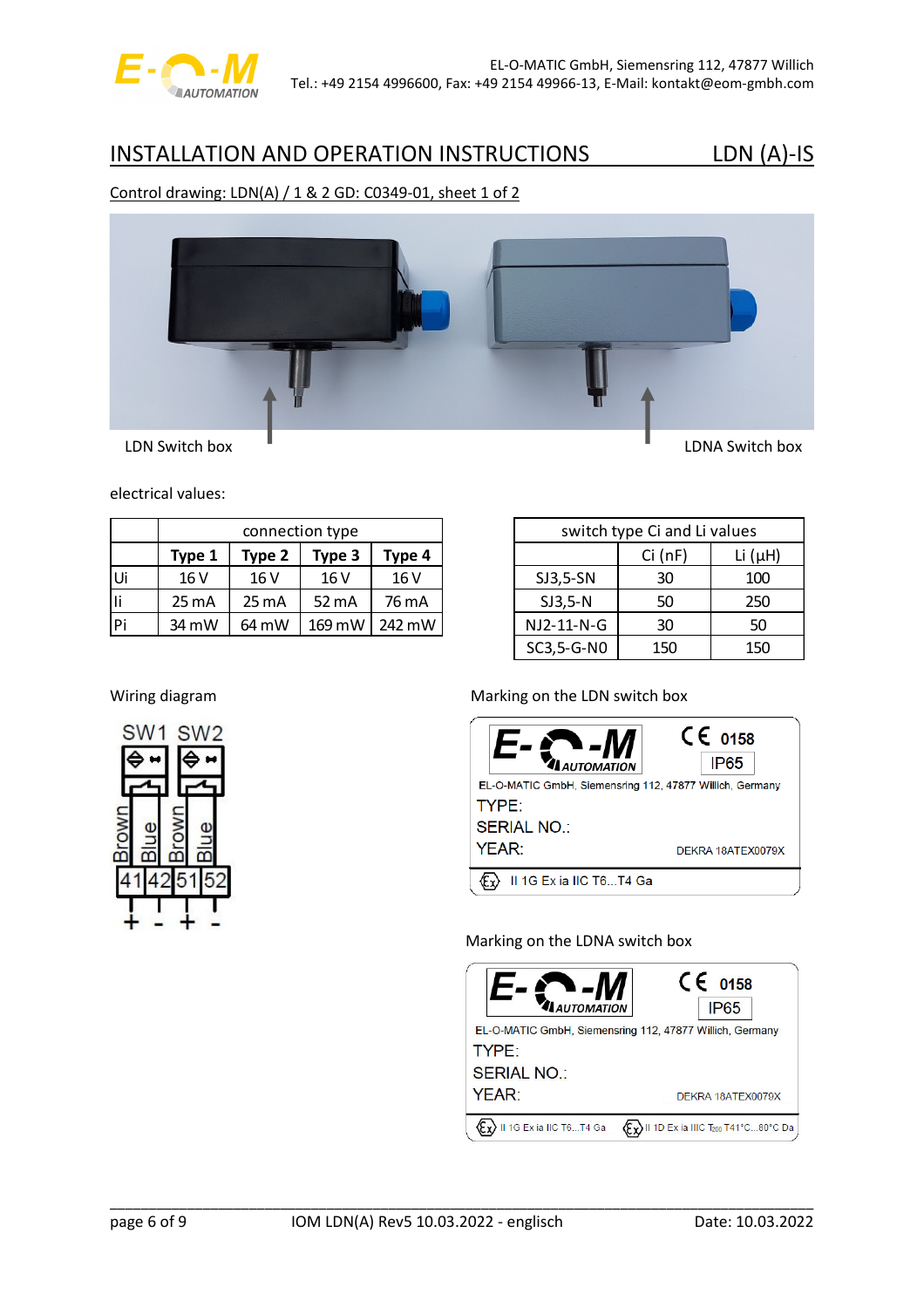# INSTALLATION AND OPERATION INSTRUCTIONS LDN (A)-IS

Control drawing: LDN(A) / 1 & 2 GD: C0349-01, sheet 1 of 2

LDN Switch box

LDNA Switch box

electrical values:

| | connection type | | | |
|---|---|---|---|---|
| | **Type 1** | **Type 2** | **Type 3** | **Type 4** |
| Ui | 16 V | 16 V | 16 V | 16 V |
| Ii | 25 mA | 25 mA | 52 mA | 76 mA |
| Pi | 34 mW | 64 mW | 169 mW | 242 mW |

| switch type Ci and Li values | | |
|---|---|---|
| | Ci (nF) | Li (µH) |
| SJ3,5-SN | 30 | 100 |
| SJ3,5-N | 50 | 250 |
| NJ2-11-N-G | 30 | 50 |
| SC3,5-G-N0 | 150 | 150 |

Wiring diagram

SW1 SW2

Brown Blue Brown Blue

41 42 51 52

\+ - + -

Marking on the LDN switch box

E-O-M AUTOMATION CE 0158 IP65

EL-O-MATIC GmbH, Siemensring 112, 47877 Willich, Germany

TYPE:

SERIAL NO.:

YEAR: DEKRA 18ATEX0079X

Ex II 1G Ex ia IIC T6...T4 Ga

Marking on the LDNA switch box

E-O-M AUTOMATION CE 0158 IP65

EL-O-MATIC GmbH, Siemensring 112, 47877 Willich, Germany

TYPE:

SERIAL NO.:

YEAR: DEKRA 18ATEX0079X

Ex II 1G Ex ia IIC T6...T4 Ga Ex II 1D Ex ia IIIC $T_{200}$ T41°C...80°C Da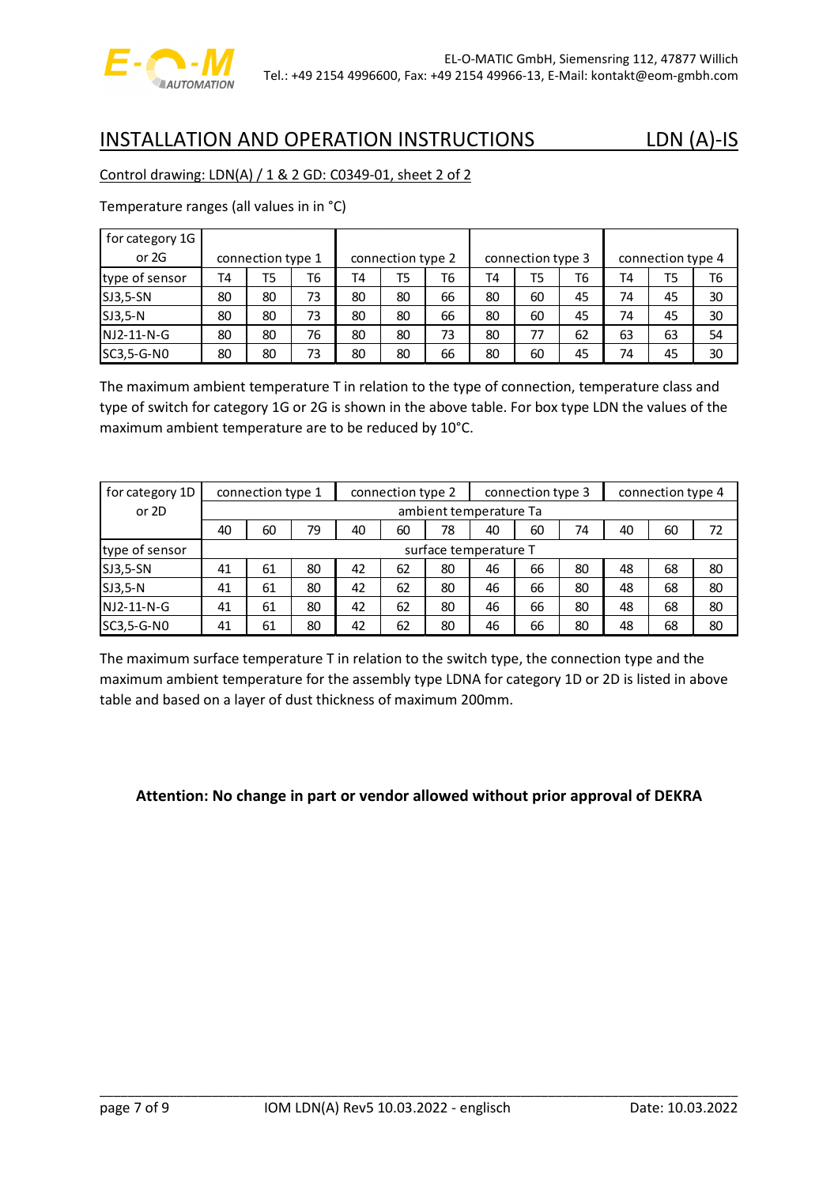## INSTALLATION AND OPERATION INSTRUCTIONS — LDN (A)-IS

Control drawing: LDN(A) / 1 & 2 GD: C0349-01, sheet 2 of 2

Temperature ranges (all values in in °C)

| for category 1G or 2G | connection type 1 | | | connection type 2 | | | connection type 3 | | | connection type 4 | | |
|---|---|---|---|---|---|---|---|---|---|---|---|---|
| type of sensor | T4 | T5 | T6 | T4 | T5 | T6 | T4 | T5 | T6 | T4 | T5 | T6 |
| SJ3,5-SN | 80 | 80 | 73 | 80 | 80 | 66 | 80 | 60 | 45 | 74 | 45 | 30 |
| SJ3,5-N | 80 | 80 | 73 | 80 | 80 | 66 | 80 | 60 | 45 | 74 | 45 | 30 |
| NJ2-11-N-G | 80 | 80 | 76 | 80 | 80 | 73 | 80 | 77 | 62 | 63 | 63 | 54 |
| SC3,5-G-N0 | 80 | 80 | 73 | 80 | 80 | 66 | 80 | 60 | 45 | 74 | 45 | 30 |

The maximum ambient temperature T in relation to the type of connection, temperature class and type of switch for category 1G or 2G is shown in the above table. For box type LDN the values of the maximum ambient temperature are to be reduced by 10°C.

| for category 1D or 2D | connection type 1 | | | connection type 2 | | | connection type 3 | | | connection type 4 | | |
|---|---|---|---|---|---|---|---|---|---|---|---|---|
| | ambient temperature Ta | | | | | | | | | | | |
| | 40 | 60 | 79 | 40 | 60 | 78 | 40 | 60 | 74 | 40 | 60 | 72 |
| type of sensor | surface temperature T | | | | | | | | | | | |
| SJ3,5-SN | 41 | 61 | 80 | 42 | 62 | 80 | 46 | 66 | 80 | 48 | 68 | 80 |
| SJ3,5-N | 41 | 61 | 80 | 42 | 62 | 80 | 46 | 66 | 80 | 48 | 68 | 80 |
| NJ2-11-N-G | 41 | 61 | 80 | 42 | 62 | 80 | 46 | 66 | 80 | 48 | 68 | 80 |
| SC3,5-G-N0 | 41 | 61 | 80 | 42 | 62 | 80 | 46 | 66 | 80 | 48 | 68 | 80 |

The maximum surface temperature T in relation to the switch type, the connection type and the maximum ambient temperature for the assembly type LDNA for category 1D or 2D is listed in above table and based on a layer of dust thickness of maximum 200mm.

**Attention: No change in part or vendor allowed without prior approval of DEKRA**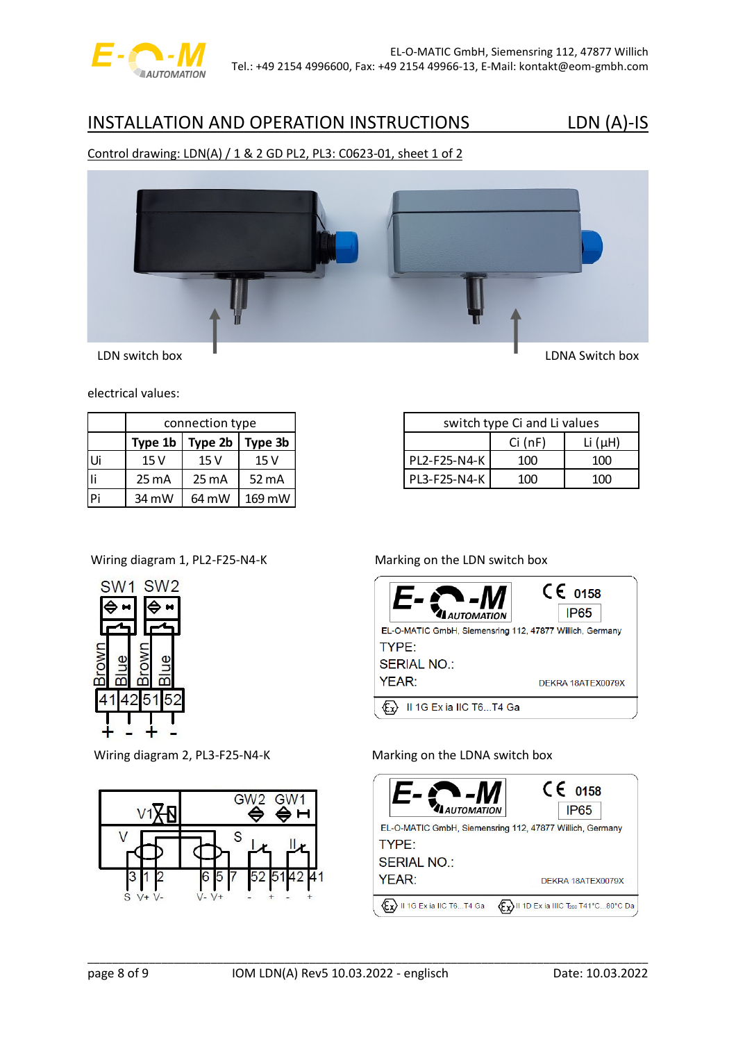## INSTALLATION AND OPERATION INSTRUCTIONS LDN (A)-IS

Control drawing: LDN(A) / 1 & 2 GD PL2, PL3: C0623-01, sheet 1 of 2

LDN switch box

LDNA Switch box

electrical values:

| | connection type | | |
|---|---|---|---|
| | Type 1b | Type 2b | Type 3b |
| Ui | 15 V | 15 V | 15 V |
| Ii | 25 mA | 25 mA | 52 mA |
| Pi | 34 mW | 64 mW | 169 mW |

| switch type Ci and Li values | | |
|---|---|---|
| | Ci (nF) | Li (µH) |
| PL2-F25-N4-K | 100 | 100 |
| PL3-F25-N4-K | 100 | 100 |

Wiring diagram 1, PL2-F25-N4-K

SW1 SW2

Brown Blue Brown Blue

41 42 51 52

\+ - + -

Marking on the LDN switch box

E-O-M AUTOMATION CE 0158 IP65

EL-O-MATIC GmbH, Siemensring 112, 47877 Willich, Germany

TYPE:

SERIAL NO.:

YEAR: DEKRA 18ATEX0079X

II 1G Ex ia IIC T6...T4 Ga

Wiring diagram 2, PL3-F25-N4-K

GW2 GW1

V1

V S

3 1 2 6 5 7 52 51 42 41

S V+ V- V- V+ - + - +

Marking on the LDNA switch box

E-O-M AUTOMATION CE 0158 IP65

EL-O-MATIC GmbH, Siemensring 112, 47877 Willich, Germany

TYPE:

SERIAL NO.:

YEAR: DEKRA 18ATEX0079X

II 1G Ex ia IIC T6...T4 Ga II 1D Ex ia IIIC T200 T41°C...80°C Da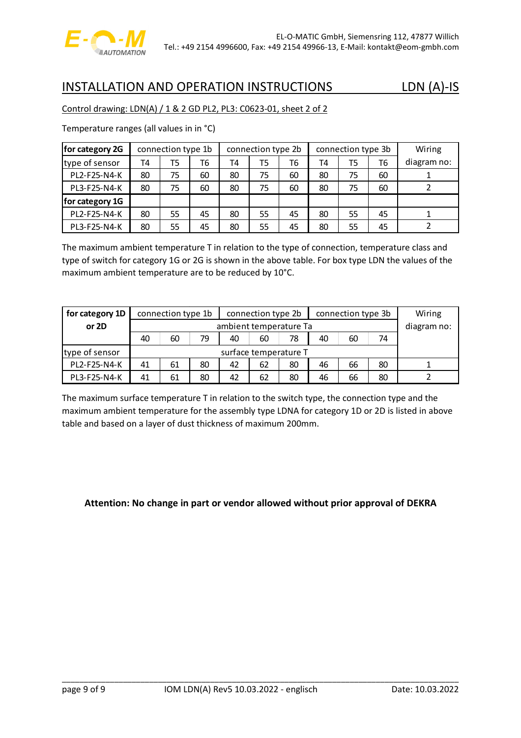# INSTALLATION AND OPERATION INSTRUCTIONS LDN (A)-IS

Control drawing: LDN(A) / 1 & 2 GD PL2, PL3: C0623-01, sheet 2 of 2

Temperature ranges (all values in in °C)

| **for category 2G** | connection type 1b | | | connection type 2b | | | connection type 3b | | | Wiring diagram no: |
|---|---|---|---|---|---|---|---|---|---|---|
| type of sensor | T4 | T5 | T6 | T4 | T5 | T6 | T4 | T5 | T6 | |
| PL2-F25-N4-K | 80 | 75 | 60 | 80 | 75 | 60 | 80 | 75 | 60 | 1 |
| PL3-F25-N4-K | 80 | 75 | 60 | 80 | 75 | 60 | 80 | 75 | 60 | 2 |
| **for category 1G** | | | | | | | | | | |
| PL2-F25-N4-K | 80 | 55 | 45 | 80 | 55 | 45 | 80 | 55 | 45 | 1 |
| PL3-F25-N4-K | 80 | 55 | 45 | 80 | 55 | 45 | 80 | 55 | 45 | 2 |

The maximum ambient temperature T in relation to the type of connection, temperature class and type of switch for category 1G or 2G is shown in the above table. For box type LDN the values of the maximum ambient temperature are to be reduced by 10°C.

| **for category 1D or 2D** | connection type 1b | | | connection type 2b | | | connection type 3b | | | Wiring diagram no: |
|---|---|---|---|---|---|---|---|---|---|---|
| | ambient temperature Ta | | | | | | | | | |
| | 40 | 60 | 79 | 40 | 60 | 78 | 40 | 60 | 74 | |
| type of sensor | surface temperature T | | | | | | | | | |
| PL2-F25-N4-K | 41 | 61 | 80 | 42 | 62 | 80 | 46 | 66 | 80 | 1 |
| PL3-F25-N4-K | 41 | 61 | 80 | 42 | 62 | 80 | 46 | 66 | 80 | 2 |

The maximum surface temperature T in relation to the switch type, the connection type and the maximum ambient temperature for the assembly type LDNA for category 1D or 2D is listed in above table and based on a layer of dust thickness of maximum 200mm.

**Attention: No change in part or vendor allowed without prior approval of DEKRA**